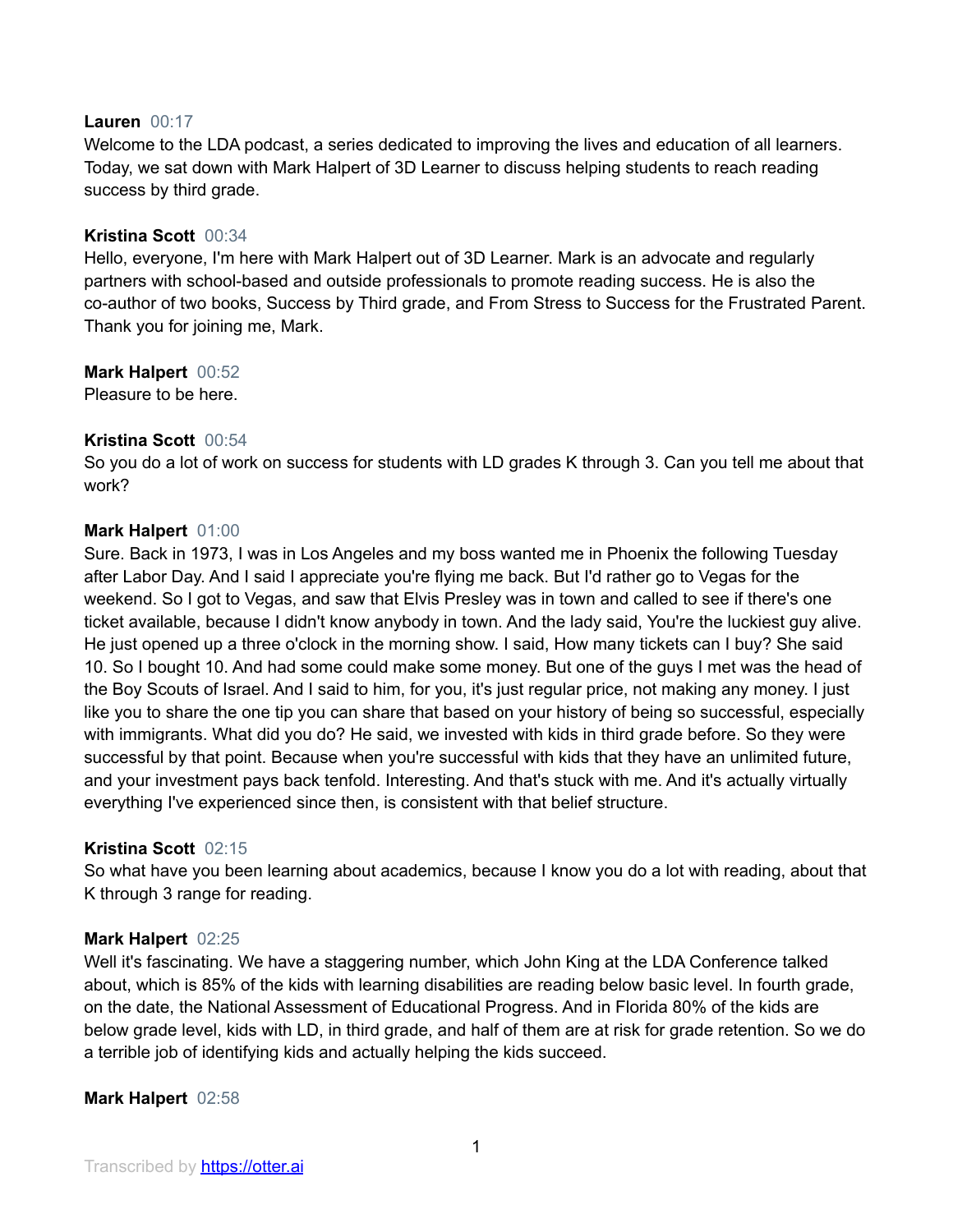**Lauren** 00:17
Welcome to the LDA podcast, a series dedicated to improving the lives and education of all learners. Today, we sat down with Mark Halpert of 3D Learner to discuss helping students to reach reading success by third grade.

**Kristina Scott** 00:34
Hello, everyone, I'm here with Mark Halpert out of 3D Learner. Mark is an advocate and regularly partners with school-based and outside professionals to promote reading success. He is also the co-author of two books, Success by Third grade, and From Stress to Success for the Frustrated Parent. Thank you for joining me, Mark.

**Mark Halpert** 00:52
Pleasure to be here.

**Kristina Scott** 00:54
So you do a lot of work on success for students with LD grades K through 3. Can you tell me about that work?

**Mark Halpert** 01:00
Sure. Back in 1973, I was in Los Angeles and my boss wanted me in Phoenix the following Tuesday after Labor Day. And I said I appreciate you're flying me back. But I'd rather go to Vegas for the weekend. So I got to Vegas, and saw that Elvis Presley was in town and called to see if there's one ticket available, because I didn't know anybody in town. And the lady said, You're the luckiest guy alive. He just opened up a three o'clock in the morning show. I said, How many tickets can I buy? She said 10. So I bought 10. And had some could make some money. But one of the guys I met was the head of the Boy Scouts of Israel. And I said to him, for you, it's just regular price, not making any money. I just like you to share the one tip you can share that based on your history of being so successful, especially with immigrants. What did you do? He said, we invested with kids in third grade before. So they were successful by that point. Because when you're successful with kids that they have an unlimited future, and your investment pays back tenfold. Interesting. And that's stuck with me. And it's actually virtually everything I've experienced since then, is consistent with that belief structure.

**Kristina Scott** 02:15
So what have you been learning about academics, because I know you do a lot with reading, about that K through 3 range for reading.

**Mark Halpert** 02:25
Well it's fascinating. We have a staggering number, which John King at the LDA Conference talked about, which is 85% of the kids with learning disabilities are reading below basic level. In fourth grade, on the date, the National Assessment of Educational Progress. And in Florida 80% of the kids are below grade level, kids with LD, in third grade, and half of them are at risk for grade retention. So we do a terrible job of identifying kids and actually helping the kids succeed.

**Mark Halpert** 02:58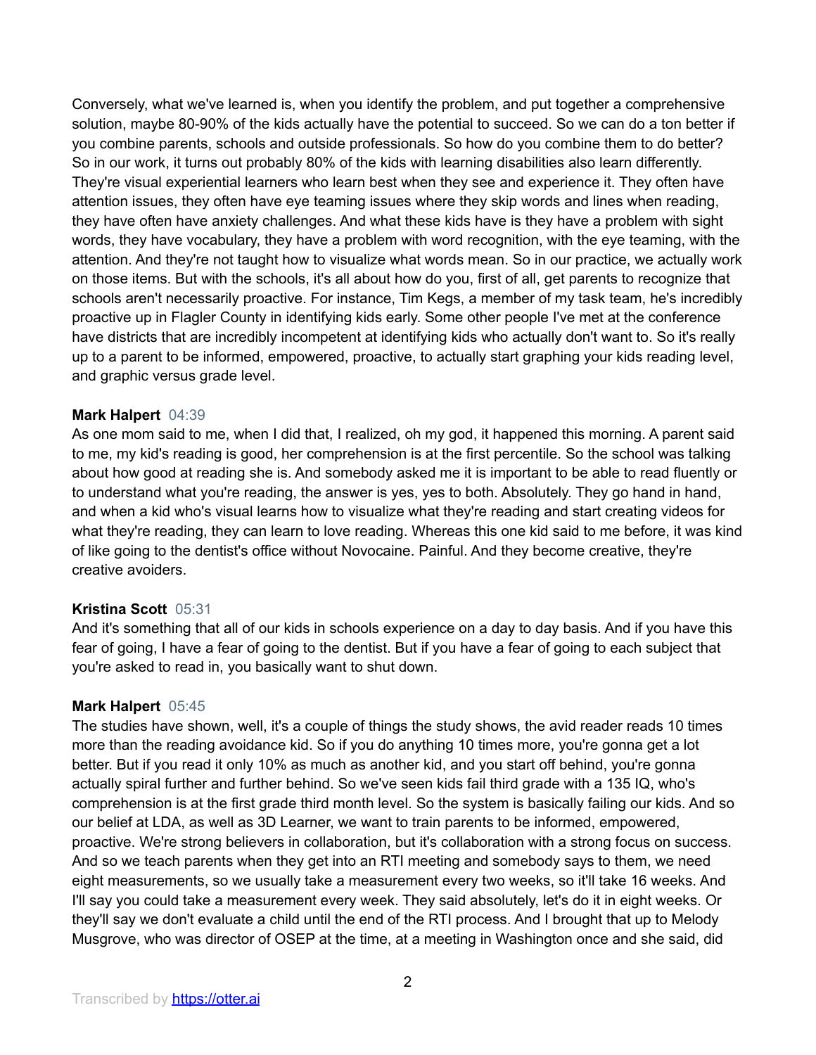Conversely, what we've learned is, when you identify the problem, and put together a comprehensive solution, maybe 80-90% of the kids actually have the potential to succeed. So we can do a ton better if you combine parents, schools and outside professionals. So how do you combine them to do better? So in our work, it turns out probably 80% of the kids with learning disabilities also learn differently. They're visual experiential learners who learn best when they see and experience it. They often have attention issues, they often have eye teaming issues where they skip words and lines when reading, they have often have anxiety challenges. And what these kids have is they have a problem with sight words, they have vocabulary, they have a problem with word recognition, with the eye teaming, with the attention. And they're not taught how to visualize what words mean. So in our practice, we actually work on those items. But with the schools, it's all about how do you, first of all, get parents to recognize that schools aren't necessarily proactive. For instance, Tim Kegs, a member of my task team, he's incredibly proactive up in Flagler County in identifying kids early. Some other people I've met at the conference have districts that are incredibly incompetent at identifying kids who actually don't want to. So it's really up to a parent to be informed, empowered, proactive, to actually start graphing your kids reading level, and graphic versus grade level.

**Mark Halpert** 04:39
As one mom said to me, when I did that, I realized, oh my god, it happened this morning. A parent said to me, my kid's reading is good, her comprehension is at the first percentile. So the school was talking about how good at reading she is. And somebody asked me it is important to be able to read fluently or to understand what you're reading, the answer is yes, yes to both. Absolutely. They go hand in hand, and when a kid who's visual learns how to visualize what they're reading and start creating videos for what they're reading, they can learn to love reading. Whereas this one kid said to me before, it was kind of like going to the dentist's office without Novocaine. Painful. And they become creative, they're creative avoiders.

**Kristina Scott** 05:31
And it's something that all of our kids in schools experience on a day to day basis. And if you have this fear of going, I have a fear of going to the dentist. But if you have a fear of going to each subject that you're asked to read in, you basically want to shut down.

**Mark Halpert** 05:45
The studies have shown, well, it's a couple of things the study shows, the avid reader reads 10 times more than the reading avoidance kid. So if you do anything 10 times more, you're gonna get a lot better. But if you read it only 10% as much as another kid, and you start off behind, you're gonna actually spiral further and further behind. So we've seen kids fail third grade with a 135 IQ, who's comprehension is at the first grade third month level. So the system is basically failing our kids. And so our belief at LDA, as well as 3D Learner, we want to train parents to be informed, empowered, proactive. We're strong believers in collaboration, but it's collaboration with a strong focus on success. And so we teach parents when they get into an RTI meeting and somebody says to them, we need eight measurements, so we usually take a measurement every two weeks, so it'll take 16 weeks. And I'll say you could take a measurement every week. They said absolutely, let's do it in eight weeks. Or they'll say we don't evaluate a child until the end of the RTI process. And I brought that up to Melody Musgrove, who was director of OSEP at the time, at a meeting in Washington once and she said, did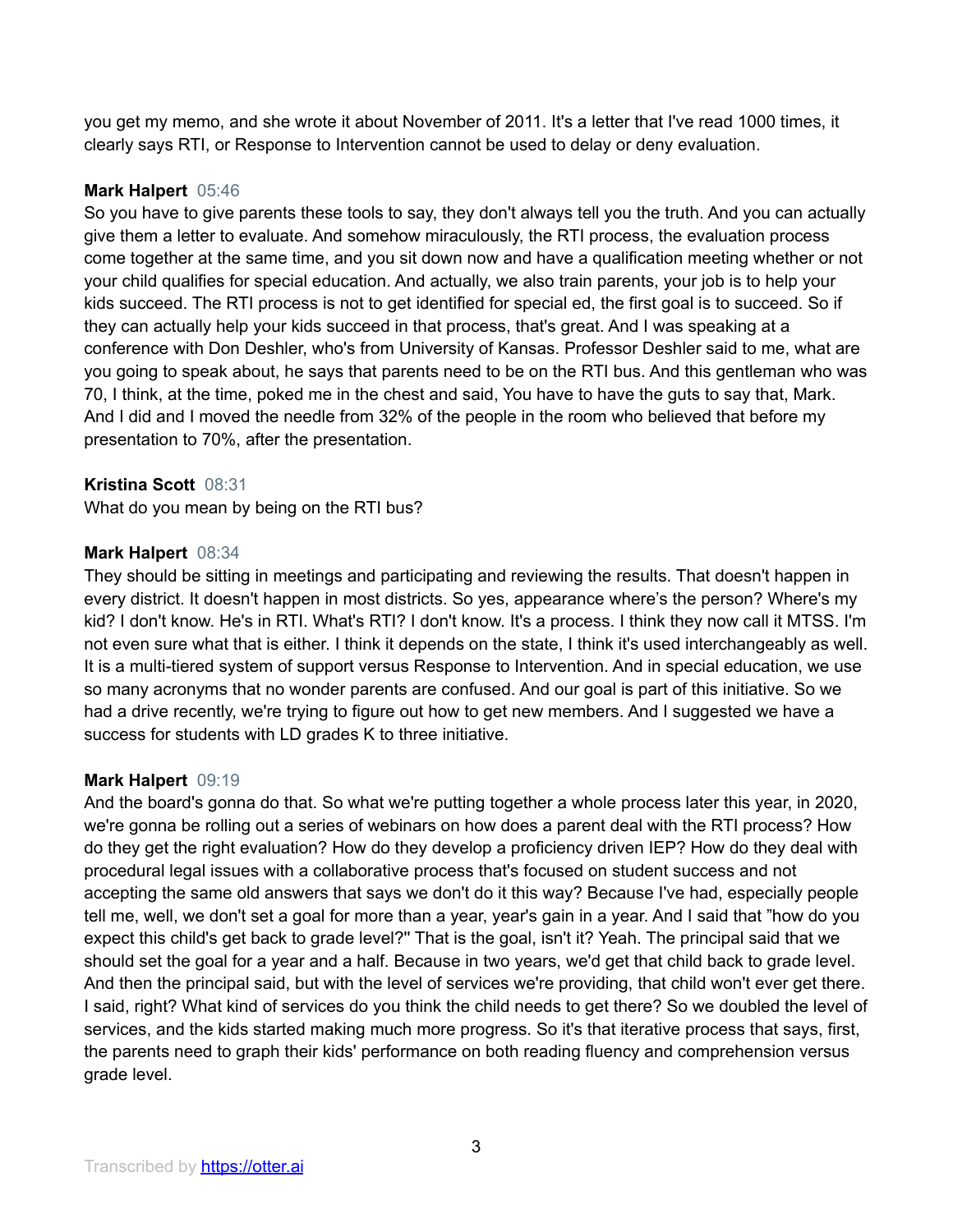you get my memo, and she wrote it about November of 2011. It's a letter that I've read 1000 times, it clearly says RTI, or Response to Intervention cannot be used to delay or deny evaluation.

**Mark Halpert** 05:46
So you have to give parents these tools to say, they don't always tell you the truth. And you can actually give them a letter to evaluate. And somehow miraculously, the RTI process, the evaluation process come together at the same time, and you sit down now and have a qualification meeting whether or not your child qualifies for special education. And actually, we also train parents, your job is to help your kids succeed. The RTI process is not to get identified for special ed, the first goal is to succeed. So if they can actually help your kids succeed in that process, that's great. And I was speaking at a conference with Don Deshler, who's from University of Kansas. Professor Deshler said to me, what are you going to speak about, he says that parents need to be on the RTI bus. And this gentleman who was 70, I think, at the time, poked me in the chest and said, You have to have the guts to say that, Mark. And I did and I moved the needle from 32% of the people in the room who believed that before my presentation to 70%, after the presentation.

**Kristina Scott** 08:31
What do you mean by being on the RTI bus?

**Mark Halpert** 08:34
They should be sitting in meetings and participating and reviewing the results. That doesn't happen in every district. It doesn't happen in most districts. So yes, appearance where's the person? Where's my kid? I don't know. He's in RTI. What's RTI? I don't know. It's a process. I think they now call it MTSS. I'm not even sure what that is either. I think it depends on the state, I think it's used interchangeably as well. It is a multi-tiered system of support versus Response to Intervention. And in special education, we use so many acronyms that no wonder parents are confused. And our goal is part of this initiative. So we had a drive recently, we're trying to figure out how to get new members. And I suggested we have a success for students with LD grades K to three initiative.

**Mark Halpert** 09:19
And the board's gonna do that. So what we're putting together a whole process later this year, in 2020, we're gonna be rolling out a series of webinars on how does a parent deal with the RTI process? How do they get the right evaluation? How do they develop a proficiency driven IEP? How do they deal with procedural legal issues with a collaborative process that's focused on student success and not accepting the same old answers that says we don't do it this way? Because I've had, especially people tell me, well, we don't set a goal for more than a year, year's gain in a year. And I said that "how do you expect this child's get back to grade level?" That is the goal, isn't it? Yeah. The principal said that we should set the goal for a year and a half. Because in two years, we'd get that child back to grade level. And then the principal said, but with the level of services we're providing, that child won't ever get there. I said, right? What kind of services do you think the child needs to get there? So we doubled the level of services, and the kids started making much more progress. So it's that iterative process that says, first, the parents need to graph their kids' performance on both reading fluency and comprehension versus grade level.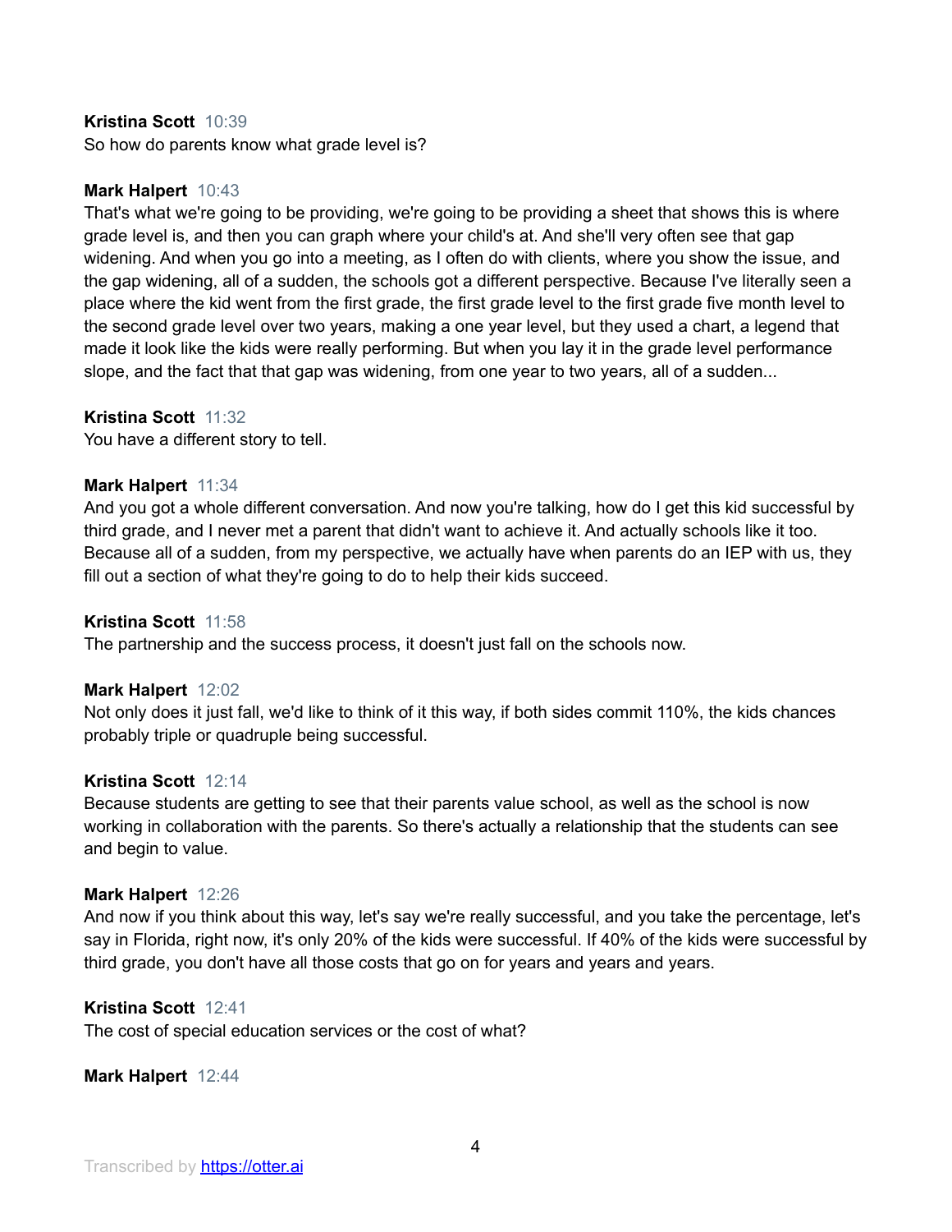**Kristina Scott** 10:39
So how do parents know what grade level is?

**Mark Halpert** 10:43
That's what we're going to be providing, we're going to be providing a sheet that shows this is where grade level is, and then you can graph where your child's at. And she'll very often see that gap widening. And when you go into a meeting, as I often do with clients, where you show the issue, and the gap widening, all of a sudden, the schools got a different perspective. Because I've literally seen a place where the kid went from the first grade, the first grade level to the first grade five month level to the second grade level over two years, making a one year level, but they used a chart, a legend that made it look like the kids were really performing. But when you lay it in the grade level performance slope, and the fact that that gap was widening, from one year to two years, all of a sudden...

**Kristina Scott** 11:32
You have a different story to tell.

**Mark Halpert** 11:34
And you got a whole different conversation. And now you're talking, how do I get this kid successful by third grade, and I never met a parent that didn't want to achieve it. And actually schools like it too. Because all of a sudden, from my perspective, we actually have when parents do an IEP with us, they fill out a section of what they're going to do to help their kids succeed.

**Kristina Scott** 11:58
The partnership and the success process, it doesn't just fall on the schools now.

**Mark Halpert** 12:02
Not only does it just fall, we'd like to think of it this way, if both sides commit 110%, the kids chances probably triple or quadruple being successful.

**Kristina Scott** 12:14
Because students are getting to see that their parents value school, as well as the school is now working in collaboration with the parents. So there's actually a relationship that the students can see and begin to value.

**Mark Halpert** 12:26
And now if you think about this way, let's say we're really successful, and you take the percentage, let's say in Florida, right now, it's only 20% of the kids were successful. If 40% of the kids were successful by third grade, you don't have all those costs that go on for years and years and years.

**Kristina Scott** 12:41
The cost of special education services or the cost of what?

**Mark Halpert** 12:44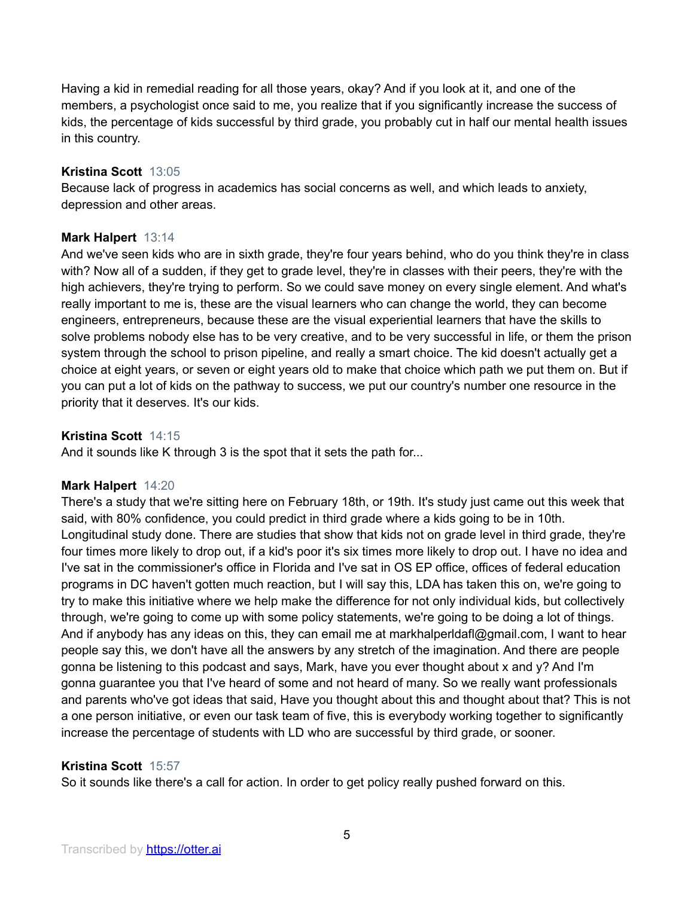Having a kid in remedial reading for all those years, okay? And if you look at it, and one of the members, a psychologist once said to me, you realize that if you significantly increase the success of kids, the percentage of kids successful by third grade, you probably cut in half our mental health issues in this country.

**Kristina Scott** 13:05
Because lack of progress in academics has social concerns as well, and which leads to anxiety, depression and other areas.

**Mark Halpert** 13:14
And we've seen kids who are in sixth grade, they're four years behind, who do you think they're in class with? Now all of a sudden, if they get to grade level, they're in classes with their peers, they're with the high achievers, they're trying to perform. So we could save money on every single element. And what's really important to me is, these are the visual learners who can change the world, they can become engineers, entrepreneurs, because these are the visual experiential learners that have the skills to solve problems nobody else has to be very creative, and to be very successful in life, or them the prison system through the school to prison pipeline, and really a smart choice. The kid doesn't actually get a choice at eight years, or seven or eight years old to make that choice which path we put them on. But if you can put a lot of kids on the pathway to success, we put our country's number one resource in the priority that it deserves. It's our kids.

**Kristina Scott** 14:15
And it sounds like K through 3 is the spot that it sets the path for...

**Mark Halpert** 14:20
There's a study that we're sitting here on February 18th, or 19th. It's study just came out this week that said, with 80% confidence, you could predict in third grade where a kids going to be in 10th. Longitudinal study done. There are studies that show that kids not on grade level in third grade, they're four times more likely to drop out, if a kid's poor it's six times more likely to drop out. I have no idea and I've sat in the commissioner's office in Florida and I've sat in OS EP office, offices of federal education programs in DC haven't gotten much reaction, but I will say this, LDA has taken this on, we're going to try to make this initiative where we help make the difference for not only individual kids, but collectively through, we're going to come up with some policy statements, we're going to be doing a lot of things. And if anybody has any ideas on this, they can email me at markhalperldafl@gmail.com, I want to hear people say this, we don't have all the answers by any stretch of the imagination. And there are people gonna be listening to this podcast and says, Mark, have you ever thought about x and y? And I'm gonna guarantee you that I've heard of some and not heard of many. So we really want professionals and parents who've got ideas that said, Have you thought about this and thought about that? This is not a one person initiative, or even our task team of five, this is everybody working together to significantly increase the percentage of students with LD who are successful by third grade, or sooner.

**Kristina Scott** 15:57
So it sounds like there's a call for action. In order to get policy really pushed forward on this.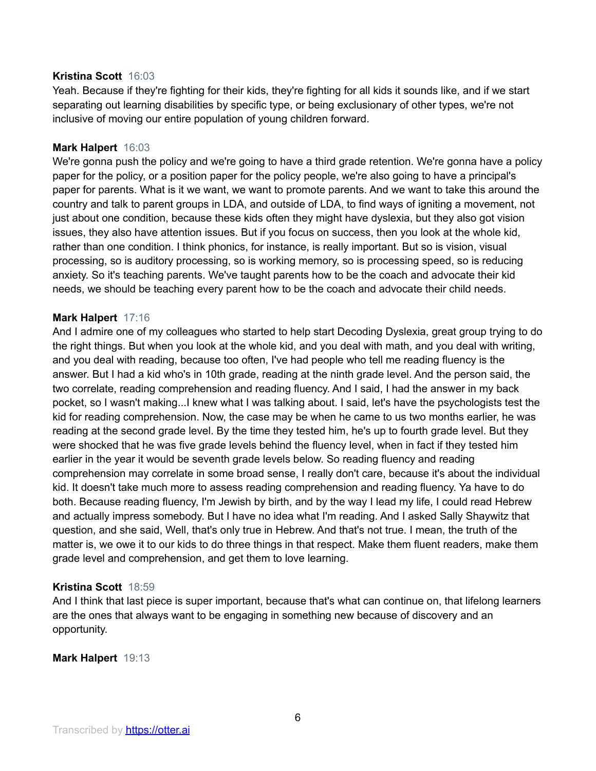**Kristina Scott** 16:03
Yeah. Because if they're fighting for their kids, they're fighting for all kids it sounds like, and if we start separating out learning disabilities by specific type, or being exclusionary of other types, we're not inclusive of moving our entire population of young children forward.

**Mark Halpert** 16:03
We're gonna push the policy and we're going to have a third grade retention. We're gonna have a policy paper for the policy, or a position paper for the policy people, we're also going to have a principal's paper for parents. What is it we want, we want to promote parents. And we want to take this around the country and talk to parent groups in LDA, and outside of LDA, to find ways of igniting a movement, not just about one condition, because these kids often they might have dyslexia, but they also got vision issues, they also have attention issues. But if you focus on success, then you look at the whole kid, rather than one condition. I think phonics, for instance, is really important. But so is vision, visual processing, so is auditory processing, so is working memory, so is processing speed, so is reducing anxiety. So it's teaching parents. We've taught parents how to be the coach and advocate their kid needs, we should be teaching every parent how to be the coach and advocate their child needs.

**Mark Halpert** 17:16
And I admire one of my colleagues who started to help start Decoding Dyslexia, great group trying to do the right things. But when you look at the whole kid, and you deal with math, and you deal with writing, and you deal with reading, because too often, I've had people who tell me reading fluency is the answer. But I had a kid who's in 10th grade, reading at the ninth grade level. And the person said, the two correlate, reading comprehension and reading fluency. And I said, I had the answer in my back pocket, so I wasn't making...I knew what I was talking about. I said, let's have the psychologists test the kid for reading comprehension. Now, the case may be when he came to us two months earlier, he was reading at the second grade level. By the time they tested him, he's up to fourth grade level. But they were shocked that he was five grade levels behind the fluency level, when in fact if they tested him earlier in the year it would be seventh grade levels below. So reading fluency and reading comprehension may correlate in some broad sense, I really don't care, because it's about the individual kid. It doesn't take much more to assess reading comprehension and reading fluency. Ya have to do both. Because reading fluency, I'm Jewish by birth, and by the way I lead my life, I could read Hebrew and actually impress somebody. But I have no idea what I'm reading. And I asked Sally Shaywitz that question, and she said, Well, that's only true in Hebrew. And that's not true. I mean, the truth of the matter is, we owe it to our kids to do three things in that respect. Make them fluent readers, make them grade level and comprehension, and get them to love learning.

**Kristina Scott** 18:59
And I think that last piece is super important, because that's what can continue on, that lifelong learners are the ones that always want to be engaging in something new because of discovery and an opportunity.

**Mark Halpert** 19:13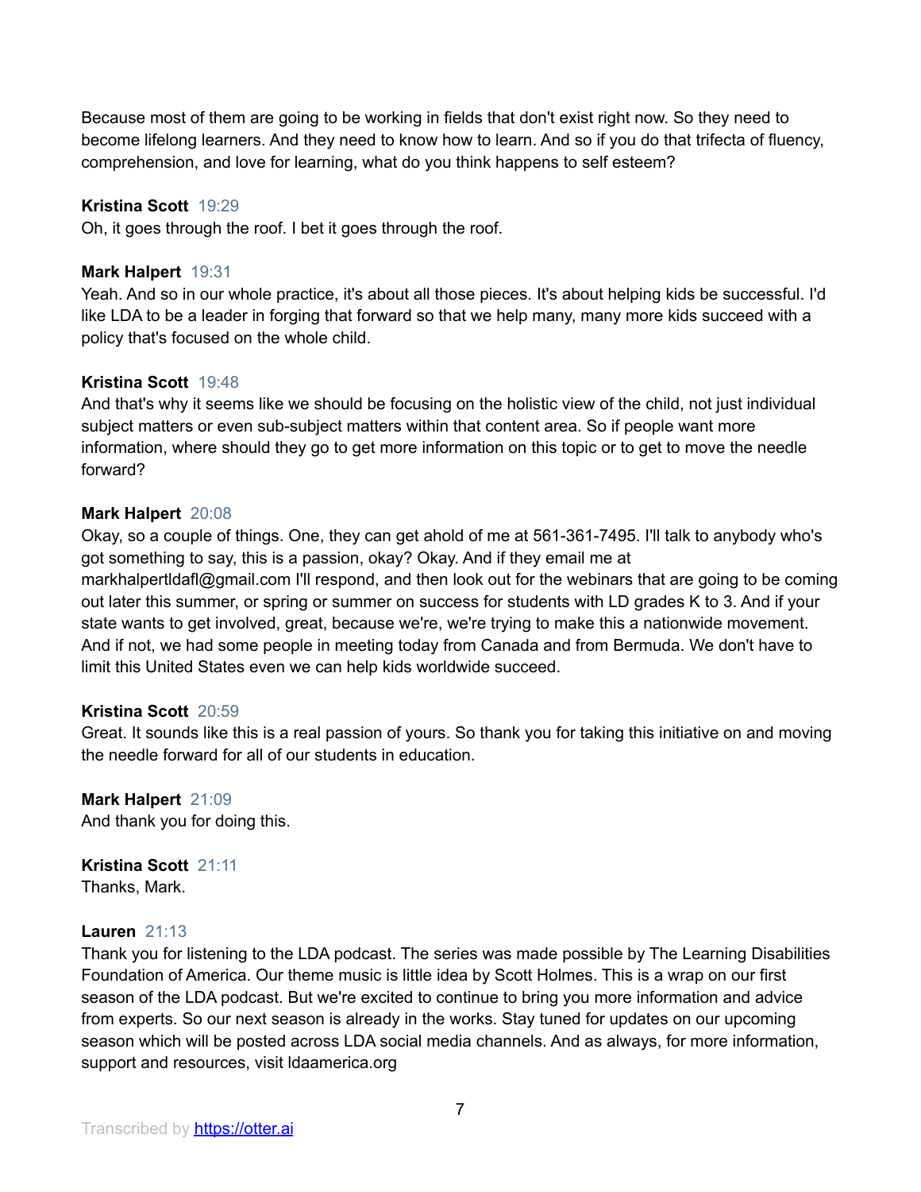Because most of them are going to be working in fields that don't exist right now. So they need to become lifelong learners. And they need to know how to learn. And so if you do that trifecta of fluency, comprehension, and love for learning, what do you think happens to self esteem?

**Kristina Scott** 19:29
Oh, it goes through the roof. I bet it goes through the roof.

**Mark Halpert** 19:31
Yeah. And so in our whole practice, it's about all those pieces. It's about helping kids be successful. I'd like LDA to be a leader in forging that forward so that we help many, many more kids succeed with a policy that's focused on the whole child.

**Kristina Scott** 19:48
And that's why it seems like we should be focusing on the holistic view of the child, not just individual subject matters or even sub-subject matters within that content area. So if people want more information, where should they go to get more information on this topic or to get to move the needle forward?

**Mark Halpert** 20:08
Okay, so a couple of things. One, they can get ahold of me at 561-361-7495. I'll talk to anybody who's got something to say, this is a passion, okay? Okay. And if they email me at markhalpertldafl@gmail.com I'll respond, and then look out for the webinars that are going to be coming out later this summer, or spring or summer on success for students with LD grades K to 3. And if your state wants to get involved, great, because we're, we're trying to make this a nationwide movement. And if not, we had some people in meeting today from Canada and from Bermuda. We don't have to limit this United States even we can help kids worldwide succeed.

**Kristina Scott** 20:59
Great. It sounds like this is a real passion of yours. So thank you for taking this initiative on and moving the needle forward for all of our students in education.

**Mark Halpert** 21:09
And thank you for doing this.

**Kristina Scott** 21:11
Thanks, Mark.

**Lauren** 21:13
Thank you for listening to the LDA podcast. The series was made possible by The Learning Disabilities Foundation of America. Our theme music is little idea by Scott Holmes. This is a wrap on our first season of the LDA podcast. But we're excited to continue to bring you more information and advice from experts. So our next season is already in the works. Stay tuned for updates on our upcoming season which will be posted across LDA social media channels. And as always, for more information, support and resources, visit ldaamerica.org

Transcribed by [https://otter.ai](https://otter.ai)